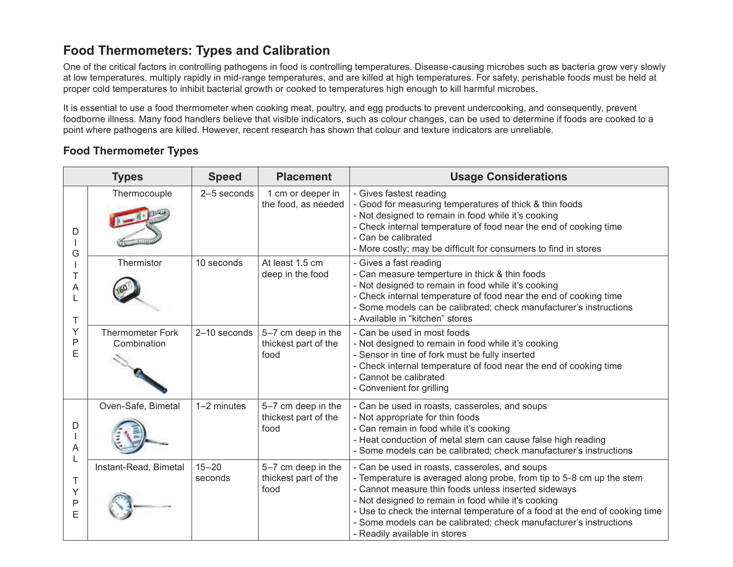# Food Thermometers: Types and Calibration

One of the critical factors in controlling pathogens in food is controlling temperatures. Disease-causing microbes such as bacteria grow very slowly at low temperatures, multiply rapidly in mid-range temperatures, and are killed at high temperatures. For safety, perishable foods must be held at proper cold temperatures to inhibit bacterial growth or cooked to temperatures high enough to kill harmful microbes.

It is essential to use a food thermometer when cooking meat, poultry, and egg products to prevent undercooking, and consequently, prevent foodborne illness. Many food handlers believe that visible indicators, such as colour changes, can be used to determine if foods are cooked to a point where pathogens are killed. However, recent research has shown that colour and texture indicators are unreliable.

## Food Thermometer Types

| Types | | Speed | Placement | Usage Considerations |
|---|---|---|---|---|
| DIGITAL TYPE | Thermocouple | 2–5 seconds | 1 cm or deeper in the food, as needed | - Gives fastest reading<br>- Good for measuring temperatures of thick & thin foods<br>- Not designed to remain in food while it's cooking<br>- Check internal temperature of food near the end of cooking time<br>- Can be calibrated<br>- More costly; may be difficult for consumers to find in stores |
| | Thermistor | 10 seconds | At least 1.5 cm deep in the food | - Gives a fast reading<br>- Can measure temperture in thick & thin foods<br>- Not designed to remain in food while it's cooking<br>- Check internal temperature of food near the end of cooking time<br>- Some models can be calibrated; check manufacturer's instructions<br>- Available in "kitchen" stores |
| | Thermometer Fork Combination | 2–10 seconds | 5–7 cm deep in the thickest part of the food | - Can be used in most foods<br>- Not designed to remain in food while it's cooking<br>- Sensor in tine of fork must be fully inserted<br>- Check internal temperature of food near the end of cooking time<br>- Cannot be calibrated<br>- Convenient for grilling |
| DIAL TYPE | Oven-Safe, Bimetal | 1–2 minutes | 5–7 cm deep in the thickest part of the food | - Can be used in roasts, casseroles, and soups<br>- Not appropriate for thin foods<br>- Can remain in food while it's cooking<br>- Heat conduction of metal stem can cause false high reading<br>- Some models can be calibrated; check manufacturer's instructions |
| | Instant-Read, Bimetal | 15–20 seconds | 5–7 cm deep in the thickest part of the food | - Can be used in roasts, casseroles, and soups<br>- Temperature is averaged along probe, from tip to 5-8 cm up the stem<br>- Cannot measure thin foods unless inserted sideways<br>- Not designed to remain in food while it's cooking<br>- Use to check the internal temperature of a food at the end of cooking time<br>- Some models can be calibrated; check manufacturer's instructions<br>- Readily available in stores |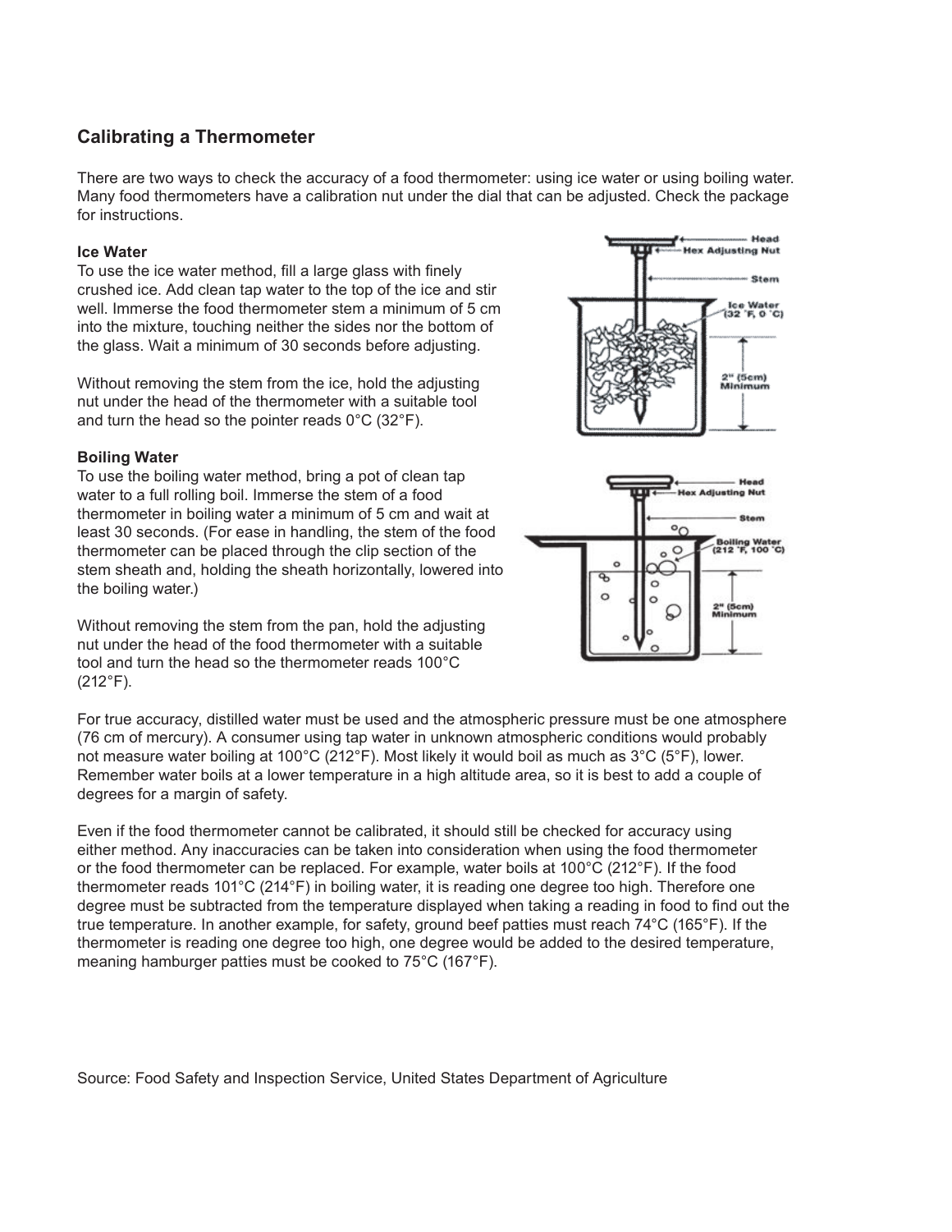## Calibrating a Thermometer

There are two ways to check the accuracy of a food thermometer: using ice water or using boiling water. Many food thermometers have a calibration nut under the dial that can be adjusted. Check the package for instructions.

**Ice Water**

To use the ice water method, fill a large glass with finely crushed ice. Add clean tap water to the top of the ice and stir well. Immerse the food thermometer stem a minimum of 5 cm into the mixture, touching neither the sides nor the bottom of the glass. Wait a minimum of 30 seconds before adjusting.

Without removing the stem from the ice, hold the adjusting nut under the head of the thermometer with a suitable tool and turn the head so the pointer reads 0°C (32°F).

**Boiling Water**

To use the boiling water method, bring a pot of clean tap water to a full rolling boil. Immerse the stem of a food thermometer in boiling water a minimum of 5 cm and wait at least 30 seconds. (For ease in handling, the stem of the food thermometer can be placed through the clip section of the stem sheath and, holding the sheath horizontally, lowered into the boiling water.)

Without removing the stem from the pan, hold the adjusting nut under the head of the food thermometer with a suitable tool and turn the head so the thermometer reads 100°C (212°F).

For true accuracy, distilled water must be used and the atmospheric pressure must be one atmosphere (76 cm of mercury). A consumer using tap water in unknown atmospheric conditions would probably not measure water boiling at 100°C (212°F). Most likely it would boil as much as 3°C (5°F), lower. Remember water boils at a lower temperature in a high altitude area, so it is best to add a couple of degrees for a margin of safety.

Even if the food thermometer cannot be calibrated, it should still be checked for accuracy using either method. Any inaccuracies can be taken into consideration when using the food thermometer or the food thermometer can be replaced. For example, water boils at 100°C (212°F). If the food thermometer reads 101°C (214°F) in boiling water, it is reading one degree too high. Therefore one degree must be subtracted from the temperature displayed when taking a reading in food to find out the true temperature. In another example, for safety, ground beef patties must reach 74°C (165°F). If the thermometer is reading one degree too high, one degree would be added to the desired temperature, meaning hamburger patties must be cooked to 75°C (167°F).

Source: Food Safety and Inspection Service, United States Department of Agriculture